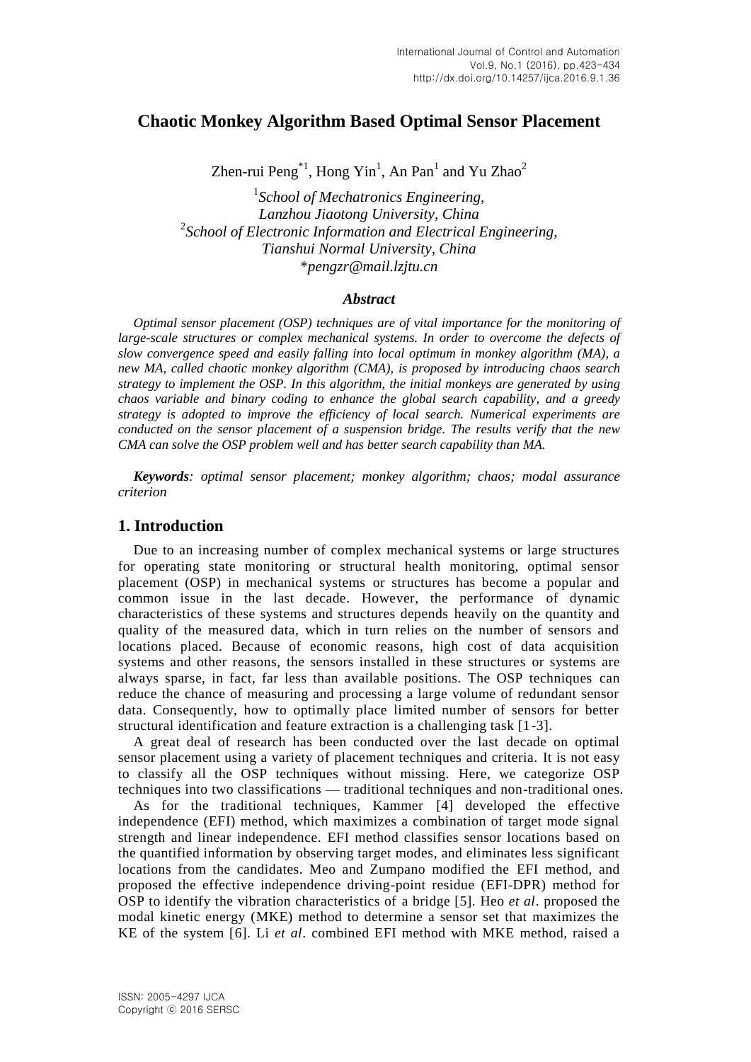# Chaotic Monkey Algorithm Based Optimal Sensor Placement

Zhen-rui Peng[*1], Hong Yin[1], An Pan[1] and Yu Zhao[2]

[1]*School of Mechatronics Engineering, Lanzhou Jiaotong University, China*
[2]*School of Electronic Information and Electrical Engineering, Tianshui Normal University, China*
*\*pengzr@mail.lzjtu.cn*

### *Abstract*

*Optimal sensor placement (OSP) techniques are of vital importance for the monitoring of large-scale structures or complex mechanical systems. In order to overcome the defects of slow convergence speed and easily falling into local optimum in monkey algorithm (MA), a new MA, called chaotic monkey algorithm (CMA), is proposed by introducing chaos search strategy to implement the OSP. In this algorithm, the initial monkeys are generated by using chaos variable and binary coding to enhance the global search capability, and a greedy strategy is adopted to improve the efficiency of local search. Numerical experiments are conducted on the sensor placement of a suspension bridge. The results verify that the new CMA can solve the OSP problem well and has better search capability than MA.*

***Keywords****: optimal sensor placement; monkey algorithm; chaos; modal assurance criterion*

## 1. Introduction

Due to an increasing number of complex mechanical systems or large structures for operating state monitoring or structural health monitoring, optimal sensor placement (OSP) in mechanical systems or structures has become a popular and common issue in the last decade. However, the performance of dynamic characteristics of these systems and structures depends heavily on the quantity and quality of the measured data, which in turn relies on the number of sensors and locations placed. Because of economic reasons, high cost of data acquisition systems and other reasons, the sensors installed in these structures or systems are always sparse, in fact, far less than available positions. The OSP techniques can reduce the chance of measuring and processing a large volume of redundant sensor data. Consequently, how to optimally place limited number of sensors for better structural identification and feature extraction is a challenging task [1-3].

A great deal of research has been conducted over the last decade on optimal sensor placement using a variety of placement techniques and criteria. It is not easy to classify all the OSP techniques without missing. Here, we categorize OSP techniques into two classifications — traditional techniques and non-traditional ones.

As for the traditional techniques, Kammer [4] developed the effective independence (EFI) method, which maximizes a combination of target mode signal strength and linear independence. EFI method classifies sensor locations based on the quantified information by observing target modes, and eliminates less significant locations from the candidates. Meo and Zumpano modified the EFI method, and proposed the effective independence driving-point residue (EFI-DPR) method for OSP to identify the vibration characteristics of a bridge [5]. Heo *et al*. proposed the modal kinetic energy (MKE) method to determine a sensor set that maximizes the KE of the system [6]. Li *et al*. combined EFI method with MKE method, raised a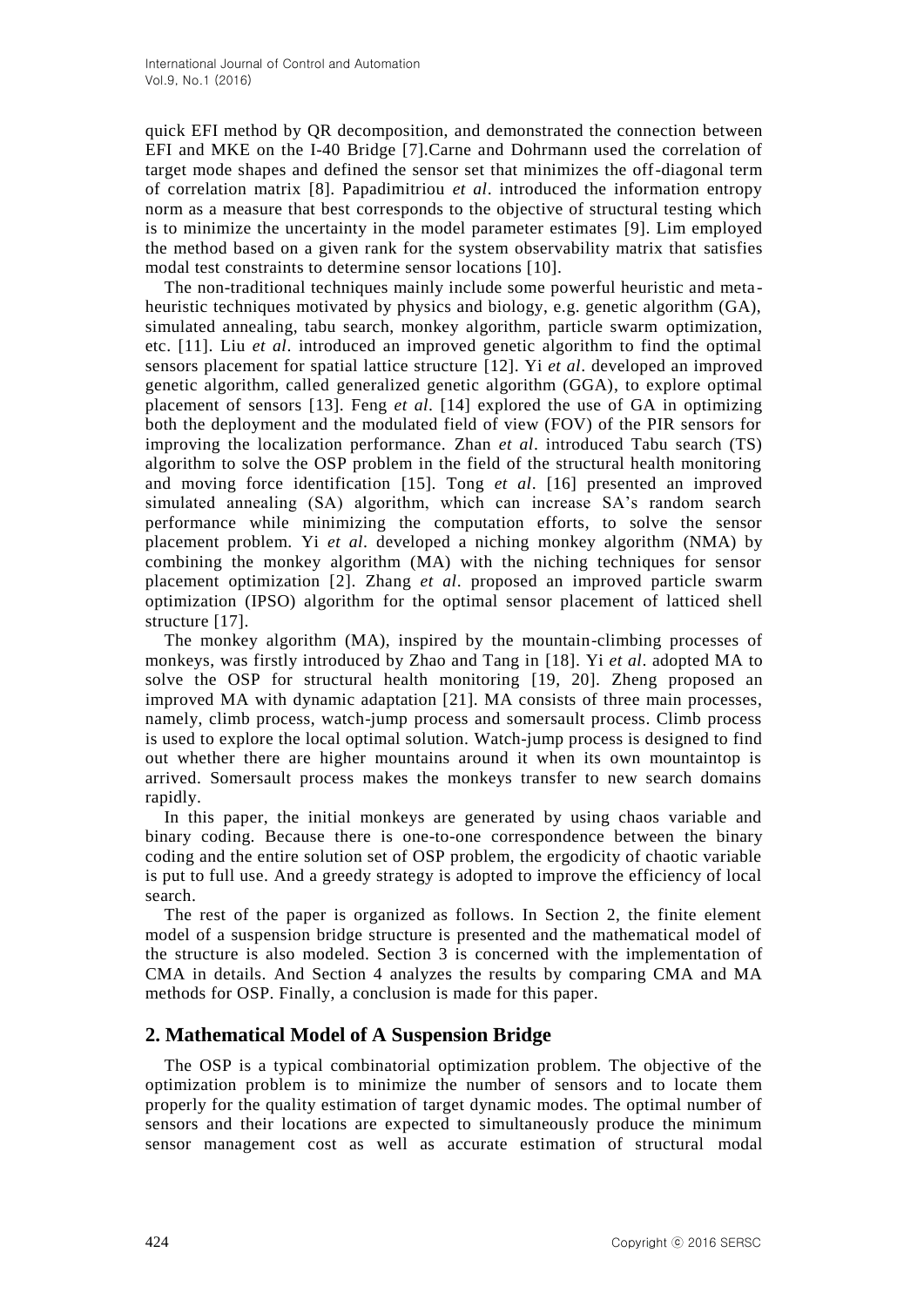quick EFI method by QR decomposition, and demonstrated the connection between EFI and MKE on the I-40 Bridge [7].Carne and Dohrmann used the correlation of target mode shapes and defined the sensor set that minimizes the off-diagonal term of correlation matrix [8]. Papadimitriou *et al*. introduced the information entropy norm as a measure that best corresponds to the objective of structural testing which is to minimize the uncertainty in the model parameter estimates [9]. Lim employed the method based on a given rank for the system observability matrix that satisfies modal test constraints to determine sensor locations [10].

The non-traditional techniques mainly include some powerful heuristic and meta-heuristic techniques motivated by physics and biology, e.g. genetic algorithm (GA), simulated annealing, tabu search, monkey algorithm, particle swarm optimization, etc. [11]. Liu *et al*. introduced an improved genetic algorithm to find the optimal sensors placement for spatial lattice structure [12]. Yi *et al*. developed an improved genetic algorithm, called generalized genetic algorithm (GGA), to explore optimal placement of sensors [13]. Feng *et al*. [14] explored the use of GA in optimizing both the deployment and the modulated field of view (FOV) of the PIR sensors for improving the localization performance. Zhan *et al*. introduced Tabu search (TS) algorithm to solve the OSP problem in the field of the structural health monitoring and moving force identification [15]. Tong *et al*. [16] presented an improved simulated annealing (SA) algorithm, which can increase SA's random search performance while minimizing the computation efforts, to solve the sensor placement problem. Yi *et al*. developed a niching monkey algorithm (NMA) by combining the monkey algorithm (MA) with the niching techniques for sensor placement optimization [2]. Zhang *et al*. proposed an improved particle swarm optimization (IPSO) algorithm for the optimal sensor placement of latticed shell structure [17].

The monkey algorithm (MA), inspired by the mountain-climbing processes of monkeys, was firstly introduced by Zhao and Tang in [18]. Yi *et al*. adopted MA to solve the OSP for structural health monitoring [19, 20]. Zheng proposed an improved MA with dynamic adaptation [21]. MA consists of three main processes, namely, climb process, watch-jump process and somersault process. Climb process is used to explore the local optimal solution. Watch-jump process is designed to find out whether there are higher mountains around it when its own mountaintop is arrived. Somersault process makes the monkeys transfer to new search domains rapidly.

In this paper, the initial monkeys are generated by using chaos variable and binary coding. Because there is one-to-one correspondence between the binary coding and the entire solution set of OSP problem, the ergodicity of chaotic variable is put to full use. And a greedy strategy is adopted to improve the efficiency of local search.

The rest of the paper is organized as follows. In Section 2, the finite element model of a suspension bridge structure is presented and the mathematical model of the structure is also modeled. Section 3 is concerned with the implementation of CMA in details. And Section 4 analyzes the results by comparing CMA and MA methods for OSP. Finally, a conclusion is made for this paper.

## 2. Mathematical Model of A Suspension Bridge

The OSP is a typical combinatorial optimization problem. The objective of the optimization problem is to minimize the number of sensors and to locate them properly for the quality estimation of target dynamic modes. The optimal number of sensors and their locations are expected to simultaneously produce the minimum sensor management cost as well as accurate estimation of structural modal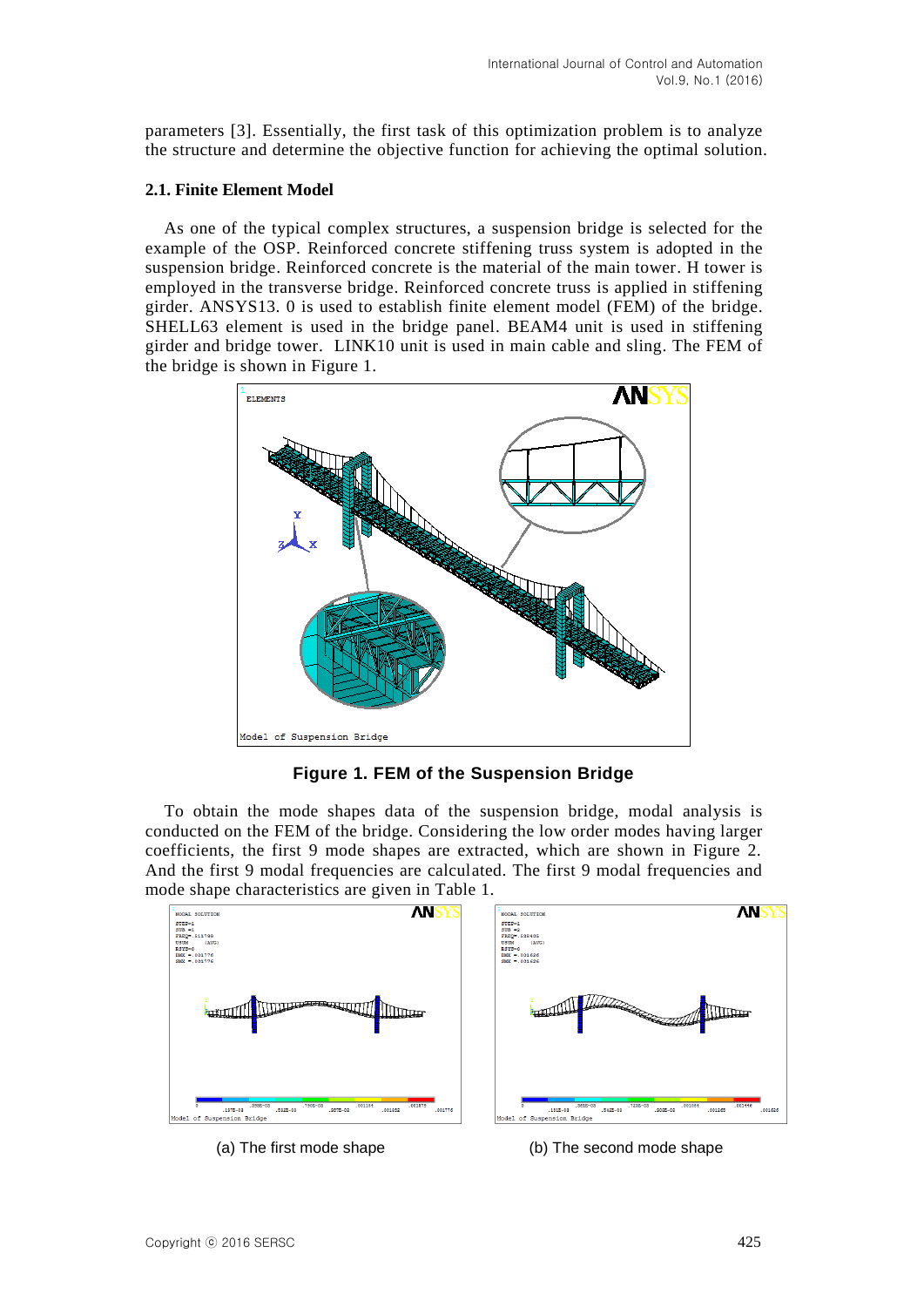parameters [3]. Essentially, the first task of this optimization problem is to analyze the structure and determine the objective function for achieving the optimal solution.

### 2.1. Finite Element Model

As one of the typical complex structures, a suspension bridge is selected for the example of the OSP. Reinforced concrete stiffening truss system is adopted in the suspension bridge. Reinforced concrete is the material of the main tower. H tower is employed in the transverse bridge. Reinforced concrete truss is applied in stiffening girder. ANSYS13. 0 is used to establish finite element model (FEM) of the bridge. SHELL63 element is used in the bridge panel. BEAM4 unit is used in stiffening girder and bridge tower. LINK10 unit is used in main cable and sling. The FEM of the bridge is shown in Figure 1.

**Figure 1. FEM of the Suspension Bridge**

To obtain the mode shapes data of the suspension bridge, modal analysis is conducted on the FEM of the bridge. Considering the low order modes having larger coefficients, the first 9 mode shapes are extracted, which are shown in Figure 2. And the first 9 modal frequencies are calculated. The first 9 modal frequencies and mode shape characteristics are given in Table 1.

(a) The first mode shape

(b) The second mode shape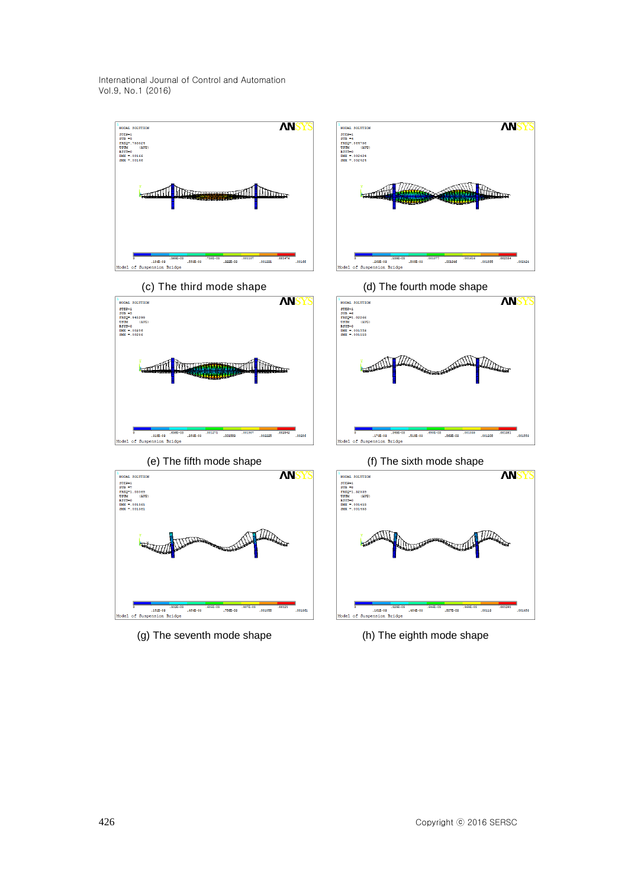(c) The third mode shape

(d) The fourth mode shape

(e) The fifth mode shape

(f) The sixth mode shape

(g) The seventh mode shape

(h) The eighth mode shape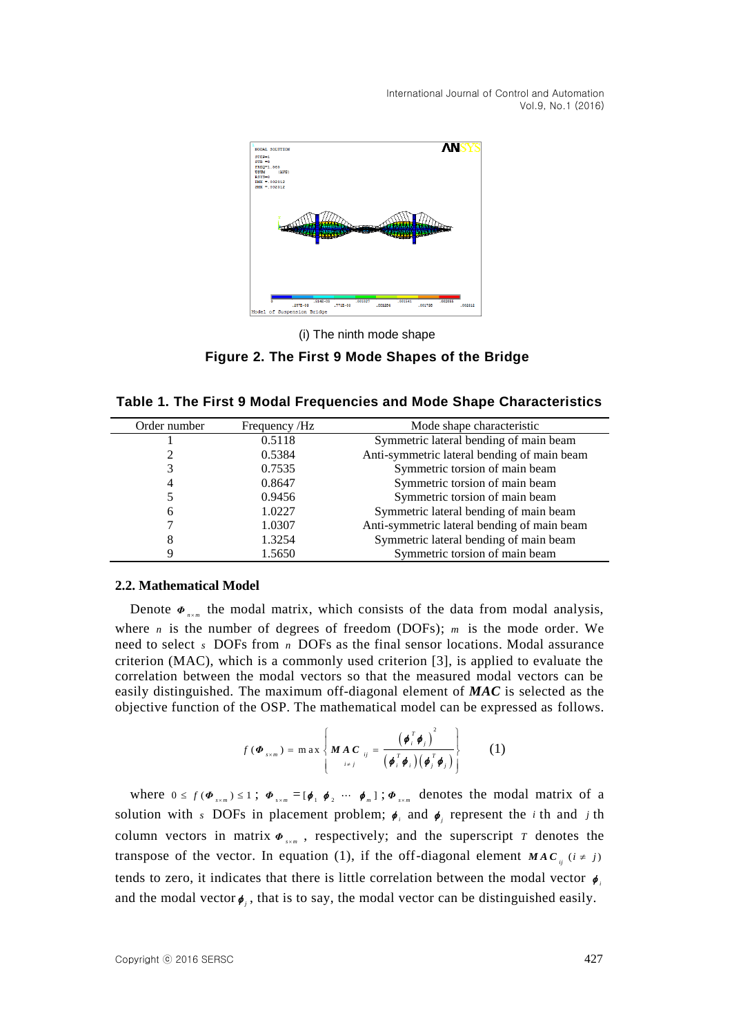(i) The ninth mode shape

**Figure 2. The First 9 Mode Shapes of the Bridge**

**Table 1. The First 9 Modal Frequencies and Mode Shape Characteristics**

| Order number | Frequency /Hz | Mode shape characteristic |
|---|---|---|
| 1 | 0.5118 | Symmetric lateral bending of main beam |
| 2 | 0.5384 | Anti-symmetric lateral bending of main beam |
| 3 | 0.7535 | Symmetric torsion of main beam |
| 4 | 0.8647 | Symmetric torsion of main beam |
| 5 | 0.9456 | Symmetric torsion of main beam |
| 6 | 1.0227 | Symmetric lateral bending of main beam |
| 7 | 1.0307 | Anti-symmetric lateral bending of main beam |
| 8 | 1.3254 | Symmetric lateral bending of main beam |
| 9 | 1.5650 | Symmetric torsion of main beam |

### 2.2. Mathematical Model

Denote $\boldsymbol{\Phi}_{n\times m}$ the modal matrix, which consists of the data from modal analysis, where $n$ is the number of degrees of freedom (DOFs); $m$ is the mode order. We need to select $s$ DOFs from $n$ DOFs as the final sensor locations. Modal assurance criterion (MAC), which is a commonly used criterion [3], is applied to evaluate the correlation between the modal vectors so that the measured modal vectors can be easily distinguished. The maximum off-diagonal element of ***MAC*** is selected as the objective function of the OSP. The mathematical model can be expressed as follows.

$$f(\boldsymbol{\Phi}_{s\times m}) = \max\left\{ \boldsymbol{MAC}_{\substack{ij \\ i\neq j}} = \frac{\left(\boldsymbol{\phi}_i^T \boldsymbol{\phi}_j\right)^2}{\left(\boldsymbol{\phi}_i^T \boldsymbol{\phi}_i\right)\left(\boldsymbol{\phi}_j^T \boldsymbol{\phi}_j\right)} \right\} \qquad (1)$$

where $0 \le f(\boldsymbol{\Phi}_{s\times m}) \le 1$; $\boldsymbol{\Phi}_{s\times m} = [\boldsymbol{\phi}_1 \ \boldsymbol{\phi}_2 \ \cdots \ \boldsymbol{\phi}_m]$; $\boldsymbol{\Phi}_{s\times m}$ denotes the modal matrix of a solution with $s$ DOFs in placement problem; $\boldsymbol{\phi}_i$ and $\boldsymbol{\phi}_j$ represent the $i$ th and $j$ th column vectors in matrix $\boldsymbol{\Phi}_{s\times m}$, respectively; and the superscript $T$ denotes the transpose of the vector. In equation (1), if the off-diagonal element $\boldsymbol{MAC}_{ij}\ (i \neq j)$ tends to zero, it indicates that there is little correlation between the modal vector $\boldsymbol{\phi}_i$ and the modal vector $\boldsymbol{\phi}_j$, that is to say, the modal vector can be distinguished easily.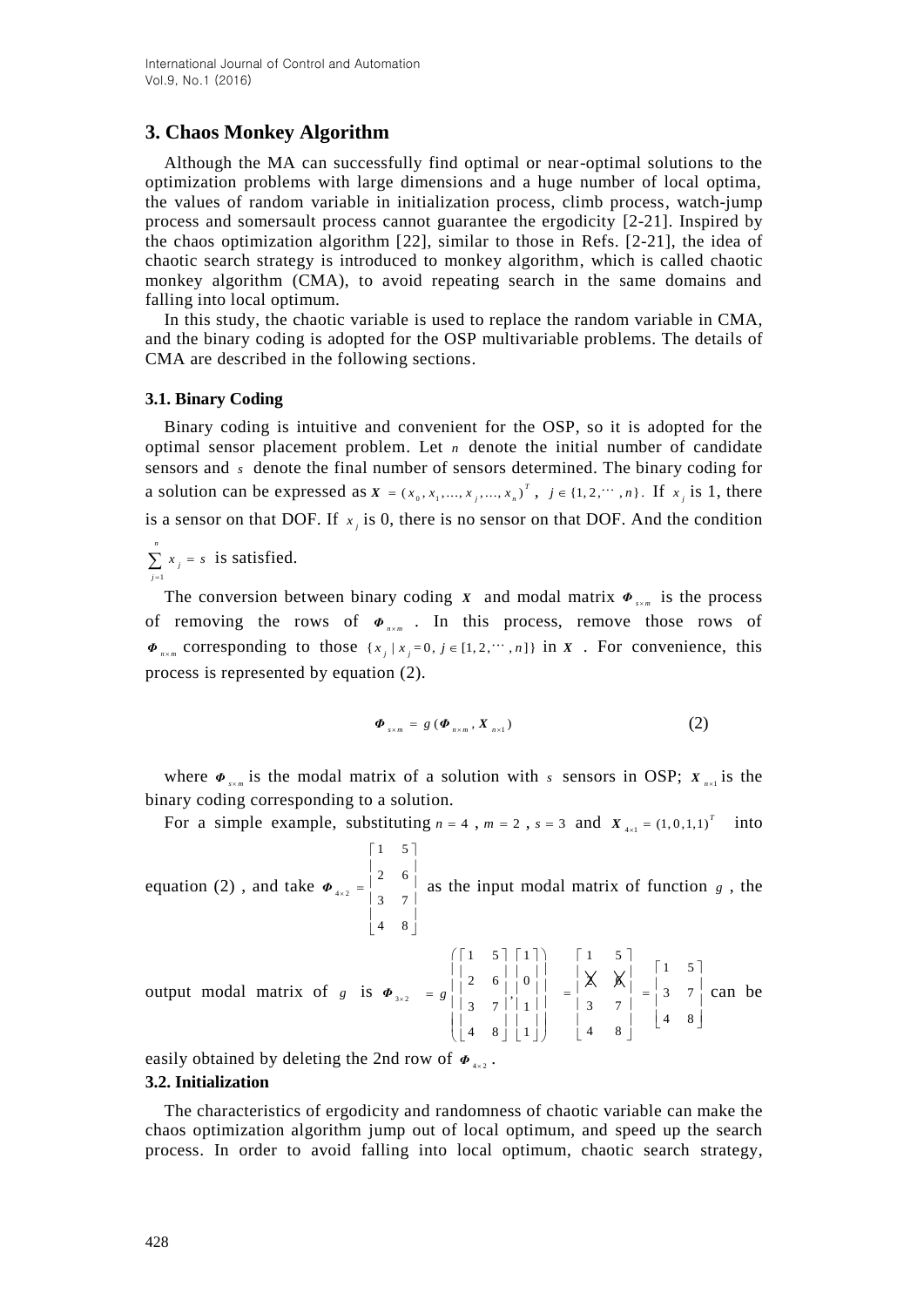## 3. Chaos Monkey Algorithm

Although the MA can successfully find optimal or near-optimal solutions to the optimization problems with large dimensions and a huge number of local optima, the values of random variable in initialization process, climb process, watch-jump process and somersault process cannot guarantee the ergodicity [2-21]. Inspired by the chaos optimization algorithm [22], similar to those in Refs. [2-21], the idea of chaotic search strategy is introduced to monkey algorithm, which is called chaotic monkey algorithm (CMA), to avoid repeating search in the same domains and falling into local optimum.

In this study, the chaotic variable is used to replace the random variable in CMA, and the binary coding is adopted for the OSP multivariable problems. The details of CMA are described in the following sections.

### 3.1. Binary Coding

Binary coding is intuitive and convenient for the OSP, so it is adopted for the optimal sensor placement problem. Let $n$ denote the initial number of candidate sensors and $s$ denote the final number of sensors determined. The binary coding for a solution can be expressed as $\boldsymbol{X} = (x_0, x_1, \ldots, x_j, \ldots, x_n)^T$, $j \in \{1, 2, \cdots, n\}$. If $x_j$ is 1, there is a sensor on that DOF. If $x_j$ is 0, there is no sensor on that DOF. And the condition $\sum_{j=1}^{n} x_j = s$ is satisfied.

The conversion between binary coding $\boldsymbol{X}$ and modal matrix $\boldsymbol{\Phi}_{s \times m}$ is the process of removing the rows of $\boldsymbol{\Phi}_{n \times m}$. In this process, remove those rows of $\boldsymbol{\Phi}_{n \times m}$ corresponding to those $\{x_j \mid x_j = 0, j \in [1, 2, \cdots, n]\}$ in $\boldsymbol{X}$. For convenience, this process is represented by equation (2).

$$\boldsymbol{\Phi}_{s \times m} = g(\boldsymbol{\Phi}_{n \times m}, \boldsymbol{X}_{n \times 1}) \tag{2}$$

where $\boldsymbol{\Phi}_{s \times m}$ is the modal matrix of a solution with $s$ sensors in OSP; $\boldsymbol{X}_{n \times 1}$ is the binary coding corresponding to a solution.

For a simple example, substituting $n = 4$, $m = 2$, $s = 3$ and $\boldsymbol{X}_{4 \times 1} = (1, 0, 1, 1)^T$ into equation (2), and take $\boldsymbol{\Phi}_{4 \times 2} = \begin{bmatrix} 1 & 5 \\ 2 & 6 \\ 3 & 7 \\ 4 & 8 \end{bmatrix}$ as the input modal matrix of function $g$, the output modal matrix of $g$ is $\boldsymbol{\Phi}_{3 \times 2} = g\left( \begin{bmatrix} 1 & 5 \\ 2 & 6 \\ 3 & 7 \\ 4 & 8 \end{bmatrix}, \begin{bmatrix} 1 \\ 0 \\ 1 \\ 1 \end{bmatrix} \right) = \begin{bmatrix} 1 & 5 \\ \not{2} & \not{6} \\ 3 & 7 \\ 4 & 8 \end{bmatrix} = \begin{bmatrix} 1 & 5 \\ 3 & 7 \\ 4 & 8 \end{bmatrix}$ can be easily obtained by deleting the 2nd row of $\boldsymbol{\Phi}_{4 \times 2}$.

### 3.2. Initialization

The characteristics of ergodicity and randomness of chaotic variable can make the chaos optimization algorithm jump out of local optimum, and speed up the search process. In order to avoid falling into local optimum, chaotic search strategy,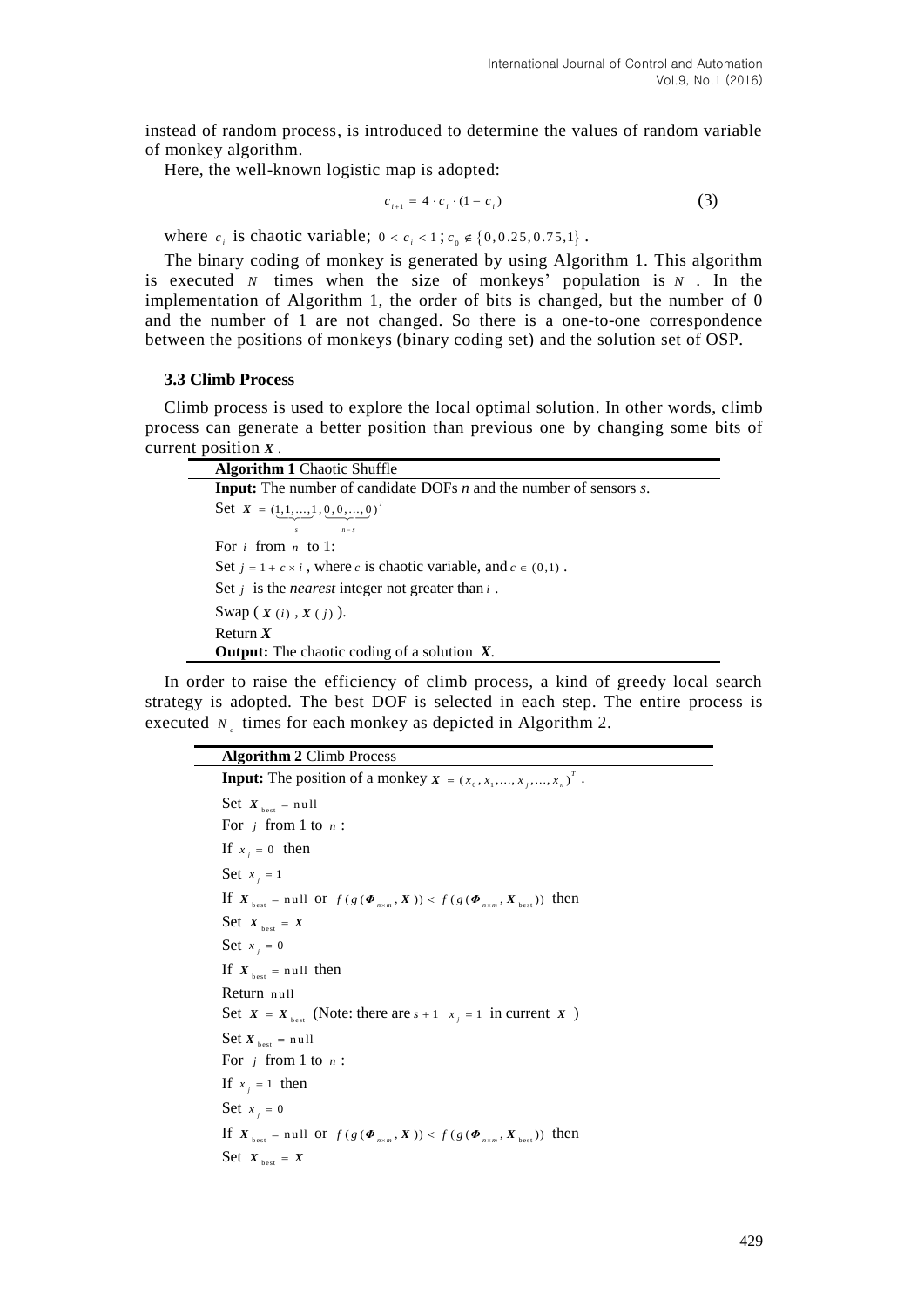instead of random process, is introduced to determine the values of random variable of monkey algorithm.

Here, the well-known logistic map is adopted:

$$c_{i+1} = 4 \cdot c_i \cdot (1 - c_i) \tag{3}$$

where $c_i$ is chaotic variable; $0 < c_i < 1$; $c_0 \notin \{0, 0.25, 0.75, 1\}$.

The binary coding of monkey is generated by using Algorithm 1. This algorithm is executed $N$ times when the size of monkeys' population is $N$. In the implementation of Algorithm 1, the order of bits is changed, but the number of 0 and the number of 1 are not changed. So there is a one-to-one correspondence between the positions of monkeys (binary coding set) and the solution set of OSP.

### 3.3 Climb Process

Climb process is used to explore the local optimal solution. In other words, climb process can generate a better position than previous one by changing some bits of current position $\boldsymbol{X}$.

**Algorithm 1** Chaotic Shuffle

**Input:** The number of candidate DOFs *n* and the number of sensors *s*.

Set $\boldsymbol{X} = (\underbrace{1,1,...,1}_{s}, \underbrace{0,0,...,0}_{n-s})^T$

For $i$ from $n$ to 1:

Set $j = 1 + c \times i$, where $c$ is chaotic variable, and $c \in (0,1)$.

Set $j$ is the *nearest* integer not greater than $i$.

Swap ( $\boldsymbol{X}(i)$ , $\boldsymbol{X}(j)$ ).

Return $\boldsymbol{X}$

**Output:** The chaotic coding of a solution $\boldsymbol{X}$.

In order to raise the efficiency of climb process, a kind of greedy local search strategy is adopted. The best DOF is selected in each step. The entire process is executed $N_c$ times for each monkey as depicted in Algorithm 2.

**Algorithm 2** Climb Process

**Input:** The position of a monkey $\boldsymbol{X} = (x_0, x_1, ..., x_j, ..., x_n)^T$.

Set $\boldsymbol{X}_{\text{best}} = \text{null}$

For $j$ from 1 to $n$:

If $x_j = 0$ then

Set $x_j = 1$

If $\boldsymbol{X}_{\text{best}} = \text{null}$ or $f(g(\boldsymbol{\Phi}_{n \times m}, \boldsymbol{X})) < f(g(\boldsymbol{\Phi}_{n \times m}, \boldsymbol{X}_{\text{best}}))$ then

Set $\boldsymbol{X}_{\text{best}} = \boldsymbol{X}$

Set $x_j = 0$

If $\boldsymbol{X}_{\text{best}} = \text{null}$ then

Return null

Set $\boldsymbol{X} = \boldsymbol{X}_{\text{best}}$ (Note: there are $s+1$ $x_j = 1$ in current $\boldsymbol{X}$ )

Set $\boldsymbol{X}_{\text{best}} = \text{null}$

For $j$ from 1 to $n$:

If $x_j = 1$ then

Set $x_j = 0$

If $\boldsymbol{X}_{\text{best}} = \text{null}$ or $f(g(\boldsymbol{\Phi}_{n \times m}, \boldsymbol{X})) < f(g(\boldsymbol{\Phi}_{n \times m}, \boldsymbol{X}_{\text{best}}))$ then

Set $\boldsymbol{X}_{\text{best}} = \boldsymbol{X}$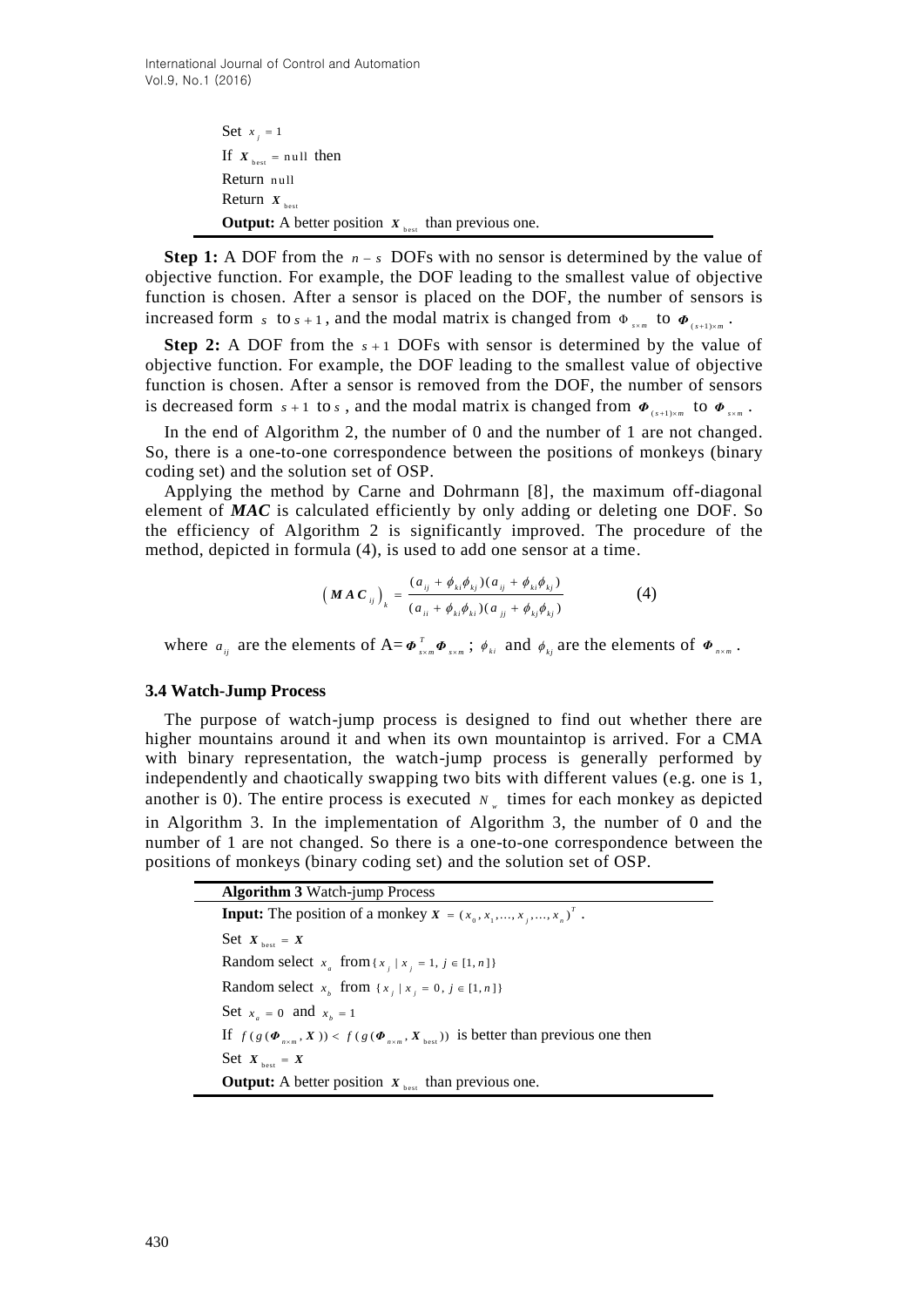Set $x_j = 1$

If $\boldsymbol{X}_{\text{best}} = \text{null}$ then

Return null

Return $\boldsymbol{X}_{\text{best}}$

**Output:** A better position $\boldsymbol{X}_{\text{best}}$ than previous one.

**Step 1:** A DOF from the $n-s$ DOFs with no sensor is determined by the value of objective function. For example, the DOF leading to the smallest value of objective function is chosen. After a sensor is placed on the DOF, the number of sensors is increased form $s$ to $s+1$, and the modal matrix is changed from $\Phi_{s\times m}$ to $\boldsymbol{\Phi}_{(s+1)\times m}$.

**Step 2:** A DOF from the $s+1$ DOFs with sensor is determined by the value of objective function. For example, the DOF leading to the smallest value of objective function is chosen. After a sensor is removed from the DOF, the number of sensors is decreased form $s+1$ to $s$, and the modal matrix is changed from $\boldsymbol{\Phi}_{(s+1)\times m}$ to $\boldsymbol{\Phi}_{s\times m}$.

In the end of Algorithm 2, the number of 0 and the number of 1 are not changed. So, there is a one-to-one correspondence between the positions of monkeys (binary coding set) and the solution set of OSP.

Applying the method by Carne and Dohrmann [8], the maximum off-diagonal element of ***MAC*** is calculated efficiently by only adding or deleting one DOF. So the efficiency of Algorithm 2 is significantly improved. The procedure of the method, depicted in formula (4), is used to add one sensor at a time.

$$\left(\boldsymbol{MAC}_{ij}\right)_k = \frac{(a_{ij} + \phi_{ki}\phi_{kj})(a_{ij} + \phi_{ki}\phi_{kj})}{(a_{ii} + \phi_{ki}\phi_{ki})(a_{jj} + \phi_{kj}\phi_{kj})} \tag{4}$$

where $a_{ij}$ are the elements of A=$\boldsymbol{\Phi}_{s\times m}^T\boldsymbol{\Phi}_{s\times m}$; $\phi_{ki}$ and $\phi_{kj}$ are the elements of $\boldsymbol{\Phi}_{n\times m}$.

### 3.4 Watch-Jump Process

The purpose of watch-jump process is designed to find out whether there are higher mountains around it and when its own mountaintop is arrived. For a CMA with binary representation, the watch-jump process is generally performed by independently and chaotically swapping two bits with different values (e.g. one is 1, another is 0). The entire process is executed $N_w$ times for each monkey as depicted in Algorithm 3. In the implementation of Algorithm 3, the number of 0 and the number of 1 are not changed. So there is a one-to-one correspondence between the positions of monkeys (binary coding set) and the solution set of OSP.

**Algorithm 3** Watch-jump Process

**Input:** The position of a monkey $\boldsymbol{X} = (x_0, x_1, \ldots, x_j, \ldots, x_n)^T$.

Set $\boldsymbol{X}_{\text{best}} = \boldsymbol{X}$

Random select $x_a$ from $\{x_j \mid x_j = 1,\ j \in [1, n]\}$

Random select $x_b$ from $\{x_j \mid x_j = 0,\ j \in [1, n]\}$

Set $x_a = 0$ and $x_b = 1$

If $f(g(\boldsymbol{\Phi}_{n\times m}, \boldsymbol{X})) < f(g(\boldsymbol{\Phi}_{n\times m}, \boldsymbol{X}_{\text{best}}))$ is better than previous one then

Set $\boldsymbol{X}_{\text{best}} = \boldsymbol{X}$

**Output:** A better position $\boldsymbol{X}_{\text{best}}$ than previous one.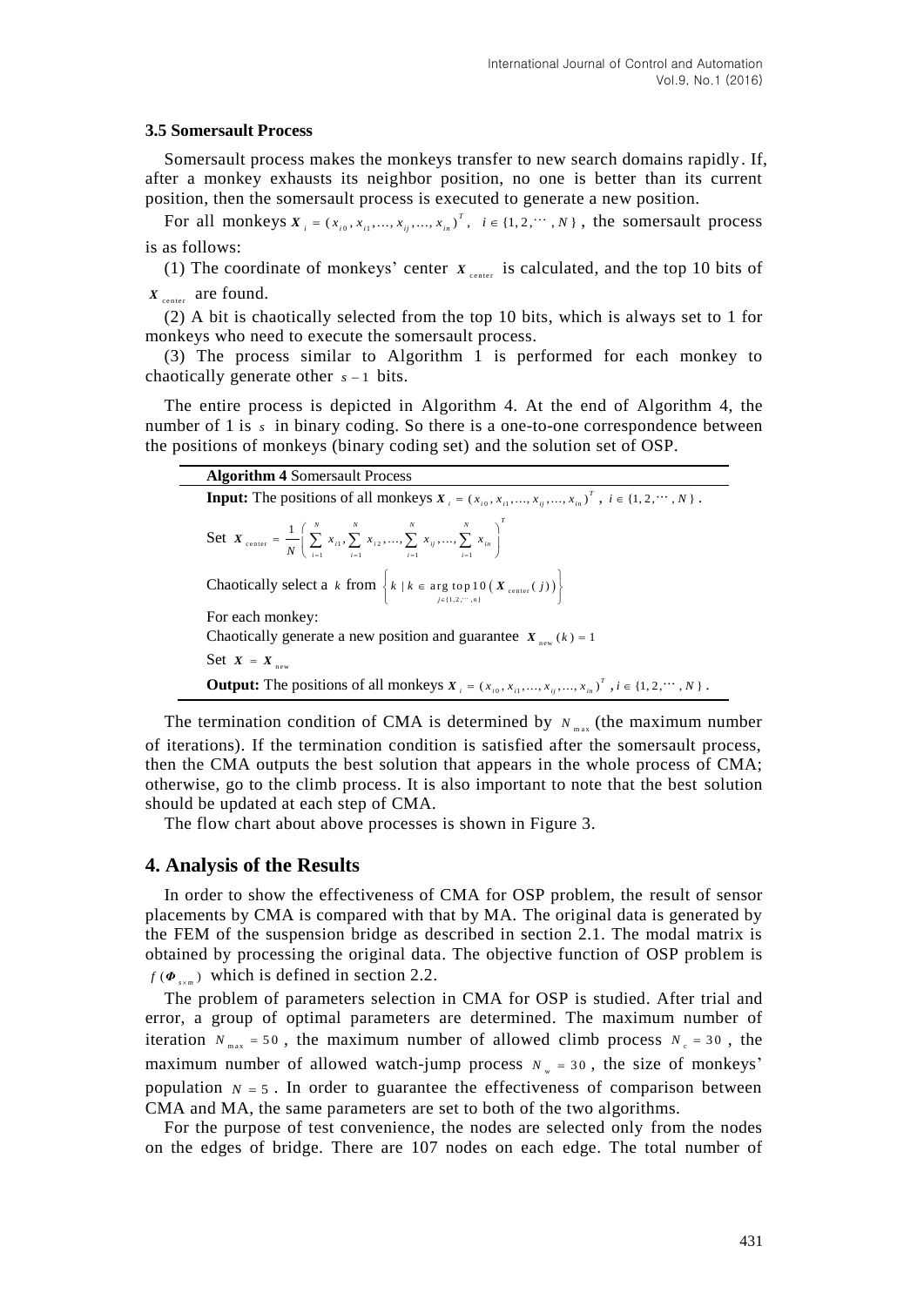### 3.5 Somersault Process

Somersault process makes the monkeys transfer to new search domains rapidly. If, after a monkey exhausts its neighbor position, no one is better than its current position, then the somersault process is executed to generate a new position.

For all monkeys $X_i = (x_{i0}, x_{i1}, ..., x_{ij}, ..., x_{in})^T$, $i \in \{1, 2, \cdots, N\}$, the somersault process is as follows:

(1) The coordinate of monkeys' center $X_{\text{center}}$ is calculated, and the top 10 bits of $X_{\text{center}}$ are found.

(2) A bit is chaotically selected from the top 10 bits, which is always set to 1 for monkeys who need to execute the somersault process.

(3) The process similar to Algorithm 1 is performed for each monkey to chaotically generate other $s-1$ bits.

The entire process is depicted in Algorithm 4. At the end of Algorithm 4, the number of 1 is $s$ in binary coding. So there is a one-to-one correspondence between the positions of monkeys (binary coding set) and the solution set of OSP.

**Algorithm 4** Somersault Process

**Input:** The positions of all monkeys $X_i = (x_{i0}, x_{i1}, ..., x_{ij}, ..., x_{in})^T$, $i \in \{1, 2, \cdots, N\}$.

Set $X_{\text{center}} = \frac{1}{N}\left(\sum_{i=1}^{N} x_{i1}, \sum_{i=1}^{N} x_{i2}, ..., \sum_{i=1}^{N} x_{ij}, ..., \sum_{i=1}^{N} x_{in}\right)^T$

Chaotically select a $k$ from $\left\{k \mid k \in \arg\underset{j \in \{1,2,\cdots,n\}}{\text{top10}}(X_{\text{center}}(j))\right\}$

For each monkey:

Chaotically generate a new position and guarantee $X_{\text{new}}(k) = 1$

Set $X = X_{\text{new}}$

**Output:** The positions of all monkeys $X_i = (x_{i0}, x_{i1}, ..., x_{ij}, ..., x_{in})^T$, $i \in \{1, 2, \cdots, N\}$.

The termination condition of CMA is determined by $N_{\max}$ (the maximum number of iterations). If the termination condition is satisfied after the somersault process, then the CMA outputs the best solution that appears in the whole process of CMA; otherwise, go to the climb process. It is also important to note that the best solution should be updated at each step of CMA.

The flow chart about above processes is shown in Figure 3.

## 4. Analysis of the Results

In order to show the effectiveness of CMA for OSP problem, the result of sensor placements by CMA is compared with that by MA. The original data is generated by the FEM of the suspension bridge as described in section 2.1. The modal matrix is obtained by processing the original data. The objective function of OSP problem is $f(\boldsymbol{\Phi}_{s \times m})$ which is defined in section 2.2.

The problem of parameters selection in CMA for OSP is studied. After trial and error, a group of optimal parameters are determined. The maximum number of iteration $N_{\max} = 50$, the maximum number of allowed climb process $N_c = 30$, the maximum number of allowed watch-jump process $N_w = 30$, the size of monkeys' population $N = 5$. In order to guarantee the effectiveness of comparison between CMA and MA, the same parameters are set to both of the two algorithms.

For the purpose of test convenience, the nodes are selected only from the nodes on the edges of bridge. There are 107 nodes on each edge. The total number of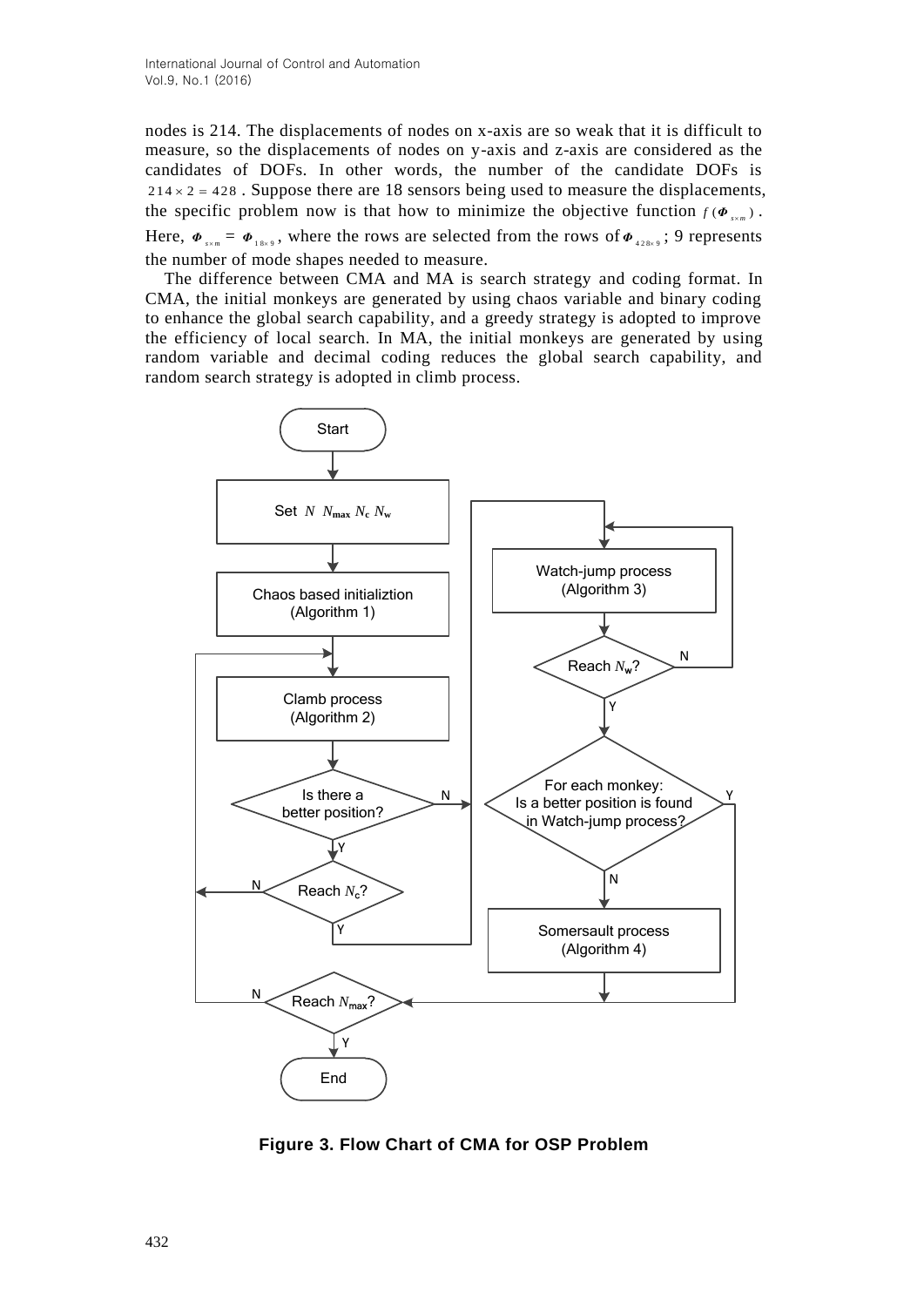nodes is 214. The displacements of nodes on x-axis are so weak that it is difficult to measure, so the displacements of nodes on y-axis and z-axis are considered as the candidates of DOFs. In other words, the number of the candidate DOFs is $214 \times 2 = 428$ . Suppose there are 18 sensors being used to measure the displacements, the specific problem now is that how to minimize the objective function $f(\boldsymbol{\Phi}_{s \times m})$ . Here, $\boldsymbol{\Phi}_{s \times m} = \boldsymbol{\Phi}_{18 \times 9}$, where the rows are selected from the rows of $\boldsymbol{\Phi}_{428 \times 9}$; 9 represents the number of mode shapes needed to measure.

The difference between CMA and MA is search strategy and coding format. In CMA, the initial monkeys are generated by using chaos variable and binary coding to enhance the global search capability, and a greedy strategy is adopted to improve the efficiency of local search. In MA, the initial monkeys are generated by using random variable and decimal coding reduces the global search capability, and random search strategy is adopted in climb process.

**Figure 3. Flow Chart of CMA for OSP Problem**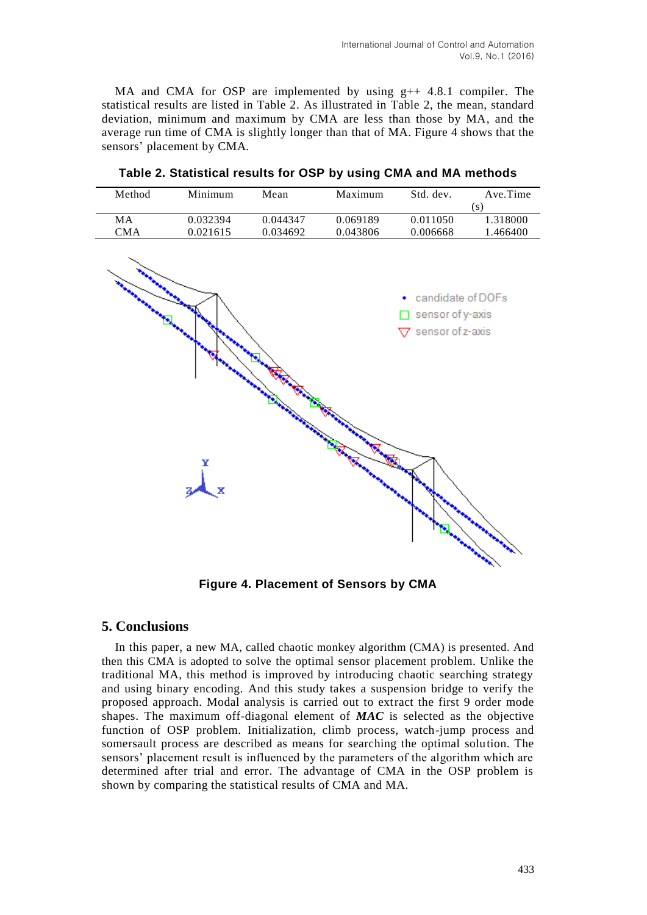MA and CMA for OSP are implemented by using g++ 4.8.1 compiler. The statistical results are listed in Table 2. As illustrated in Table 2, the mean, standard deviation, minimum and maximum by CMA are less than those by MA, and the average run time of CMA is slightly longer than that of MA. Figure 4 shows that the sensors' placement by CMA.

**Table 2. Statistical results for OSP by using CMA and MA methods**

| Method | Minimum | Mean | Maximum | Std. dev. | Ave.Time (s) |
|---|---|---|---|---|---|
| MA | 0.032394 | 0.044347 | 0.069189 | 0.011050 | 1.318000 |
| CMA | 0.021615 | 0.034692 | 0.043806 | 0.006668 | 1.466400 |

candidate of DOFs
sensor of y-axis
sensor of z-axis
Y
Z
X

**Figure 4. Placement of Sensors by CMA**

## 5. Conclusions

In this paper, a new MA, called chaotic monkey algorithm (CMA) is presented. And then this CMA is adopted to solve the optimal sensor placement problem. Unlike the traditional MA, this method is improved by introducing chaotic searching strategy and using binary encoding. And this study takes a suspension bridge to verify the proposed approach. Modal analysis is carried out to extract the first 9 order mode shapes. The maximum off-diagonal element of ***MAC*** is selected as the objective function of OSP problem. Initialization, climb process, watch-jump process and somersault process are described as means for searching the optimal solution. The sensors' placement result is influenced by the parameters of the algorithm which are determined after trial and error. The advantage of CMA in the OSP problem is shown by comparing the statistical results of CMA and MA.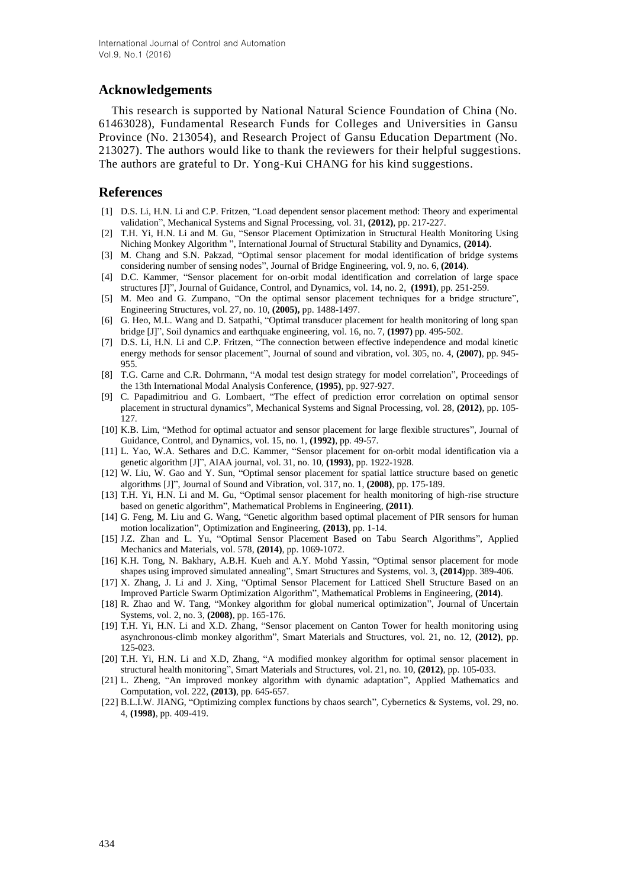## Acknowledgements

This research is supported by National Natural Science Foundation of China (No. 61463028), Fundamental Research Funds for Colleges and Universities in Gansu Province (No. 213054), and Research Project of Gansu Education Department (No. 213027). The authors would like to thank the reviewers for their helpful suggestions. The authors are grateful to Dr. Yong-Kui CHANG for his kind suggestions.

## References

[1] D.S. Li, H.N. Li and C.P. Fritzen, "Load dependent sensor placement method: Theory and experimental validation", Mechanical Systems and Signal Processing, vol. 31, **(2012)**, pp. 217-227.

[2] T.H. Yi, H.N. Li and M. Gu, "Sensor Placement Optimization in Structural Health Monitoring Using Niching Monkey Algorithm ", International Journal of Structural Stability and Dynamics, **(2014)**.

[3] M. Chang and S.N. Pakzad, "Optimal sensor placement for modal identification of bridge systems considering number of sensing nodes", Journal of Bridge Engineering, vol. 9, no. 6, **(2014)**.

[4] D.C. Kammer, "Sensor placement for on-orbit modal identification and correlation of large space structures [J]", Journal of Guidance, Control, and Dynamics, vol. 14, no. 2, **(1991)**, pp. 251-259.

[5] M. Meo and G. Zumpano, "On the optimal sensor placement techniques for a bridge structure", Engineering Structures, vol. 27, no. 10, **(2005),** pp. 1488-1497.

[6] G. Heo, M.L. Wang and D. Satpathi, "Optimal transducer placement for health monitoring of long span bridge [J]", Soil dynamics and earthquake engineering, vol. 16, no. 7, **(1997)** pp. 495-502.

[7] D.S. Li, H.N. Li and C.P. Fritzen, "The connection between effective independence and modal kinetic energy methods for sensor placement", Journal of sound and vibration, vol. 305, no. 4, **(2007)**, pp. 945-955.

[8] T.G. Carne and C.R. Dohrmann, "A modal test design strategy for model correlation", Proceedings of the 13th International Modal Analysis Conference, **(1995)**, pp. 927-927.

[9] C. Papadimitriou and G. Lombaert, "The effect of prediction error correlation on optimal sensor placement in structural dynamics", Mechanical Systems and Signal Processing, vol. 28, **(2012)**, pp. 105-127.

[10] K.B. Lim, "Method for optimal actuator and sensor placement for large flexible structures", Journal of Guidance, Control, and Dynamics, vol. 15, no. 1, **(1992)**, pp. 49-57.

[11] L. Yao, W.A. Sethares and D.C. Kammer, "Sensor placement for on-orbit modal identification via a genetic algorithm [J]", AIAA journal, vol. 31, no. 10, **(1993)**, pp. 1922-1928.

[12] W. Liu, W. Gao and Y. Sun, "Optimal sensor placement for spatial lattice structure based on genetic algorithms [J]", Journal of Sound and Vibration, vol. 317, no. 1, **(2008)**, pp. 175-189.

[13] T.H. Yi, H.N. Li and M. Gu, "Optimal sensor placement for health monitoring of high-rise structure based on genetic algorithm", Mathematical Problems in Engineering, **(2011)**.

[14] G. Feng, M. Liu and G. Wang, "Genetic algorithm based optimal placement of PIR sensors for human motion localization", Optimization and Engineering, **(2013)**, pp. 1-14.

[15] J.Z. Zhan and L. Yu, "Optimal Sensor Placement Based on Tabu Search Algorithms", Applied Mechanics and Materials, vol. 578, **(2014)**, pp. 1069-1072.

[16] K.H. Tong, N. Bakhary, A.B.H. Kueh and A.Y. Mohd Yassin, "Optimal sensor placement for mode shapes using improved simulated annealing", Smart Structures and Systems, vol. 3, **(2014)**pp. 389-406.

[17] X. Zhang, J. Li and J. Xing, "Optimal Sensor Placement for Latticed Shell Structure Based on an Improved Particle Swarm Optimization Algorithm", Mathematical Problems in Engineering, **(2014)**.

[18] R. Zhao and W. Tang, "Monkey algorithm for global numerical optimization", Journal of Uncertain Systems, vol. 2, no. 3, **(2008)**, pp. 165-176.

[19] T.H. Yi, H.N. Li and X.D. Zhang, "Sensor placement on Canton Tower for health monitoring using asynchronous-climb monkey algorithm", Smart Materials and Structures, vol. 21, no. 12, **(2012)**, pp. 125-023.

[20] T.H. Yi, H.N. Li and X.D, Zhang, "A modified monkey algorithm for optimal sensor placement in structural health monitoring", Smart Materials and Structures, vol. 21, no. 10, **(2012)**, pp. 105-033.

[21] L. Zheng, "An improved monkey algorithm with dynamic adaptation", Applied Mathematics and Computation, vol. 222, **(2013)**, pp. 645-657.

[22] B.L.I.W. JIANG, "Optimizing complex functions by chaos search", Cybernetics & Systems, vol. 29, no. 4, **(1998)**, pp. 409-419.